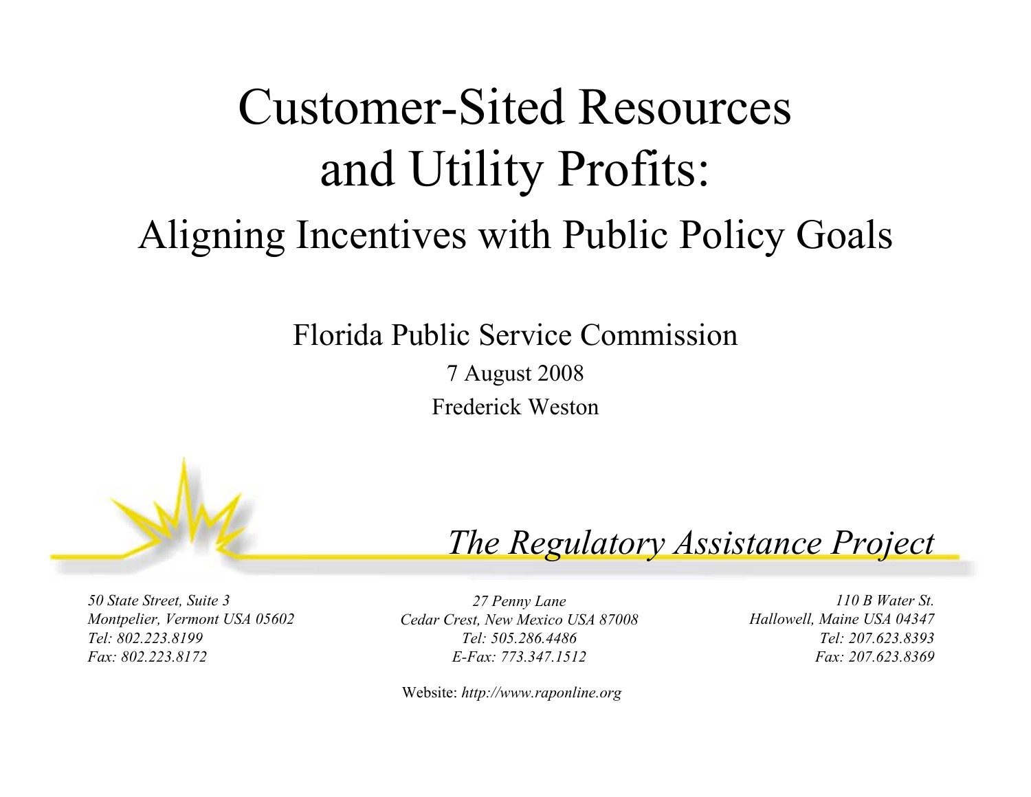# Customer-Sited Resources and Utility Profits:

## Aligning Incentives with Public Policy Goals

Florida Public Service Commission

7 August 2008

Frederick Weston

*The Regulatory Assistance Project*

*50 State Street, Suite 3*
*Montpelier, Vermont USA 05602*
*Tel: 802.223.8199*
*Fax: 802.223.8172*

*27 Penny Lane*
*Cedar Crest, New Mexico USA 87008*
*Tel: 505.286.4486*
*E-Fax: 773.347.1512*

*110 B Water St.*
*Hallowell, Maine USA 04347*
*Tel: 207.623.8393*
*Fax: 207.623.8369*

Website: *http://www.raponline.org*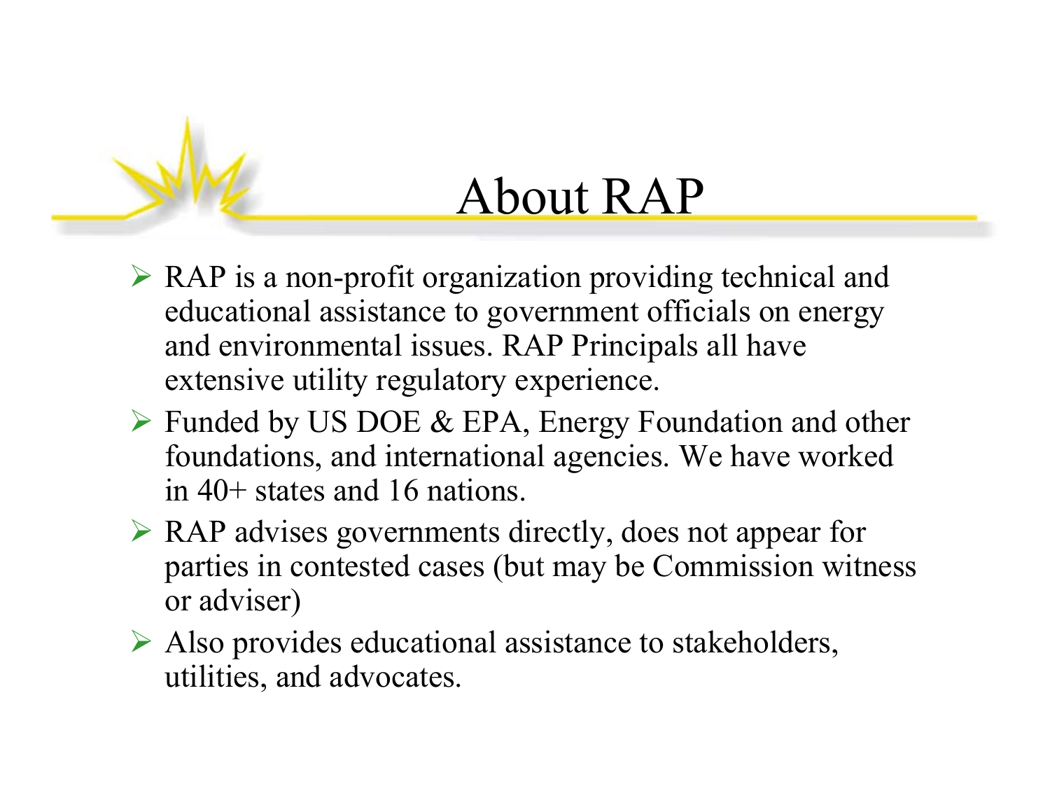# About RAP

- RAP is a non-profit organization providing technical and educational assistance to government officials on energy and environmental issues. RAP Principals all have extensive utility regulatory experience.
- Funded by US DOE & EPA, Energy Foundation and other foundations, and international agencies. We have worked in 40+ states and 16 nations.
- RAP advises governments directly, does not appear for parties in contested cases (but may be Commission witness or adviser)
- Also provides educational assistance to stakeholders, utilities, and advocates.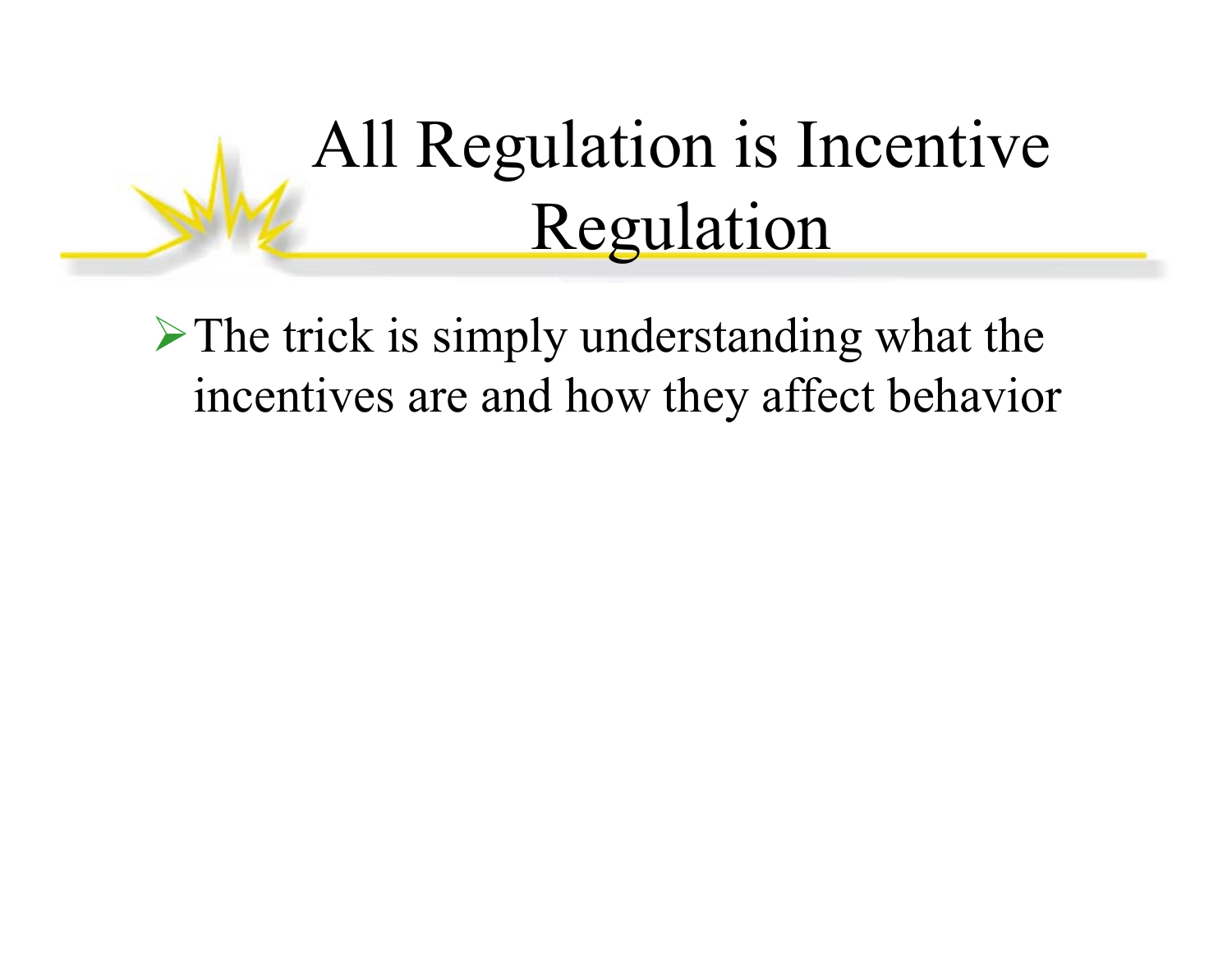# All Regulation is Incentive Regulation

- The trick is simply understanding what the incentives are and how they affect behavior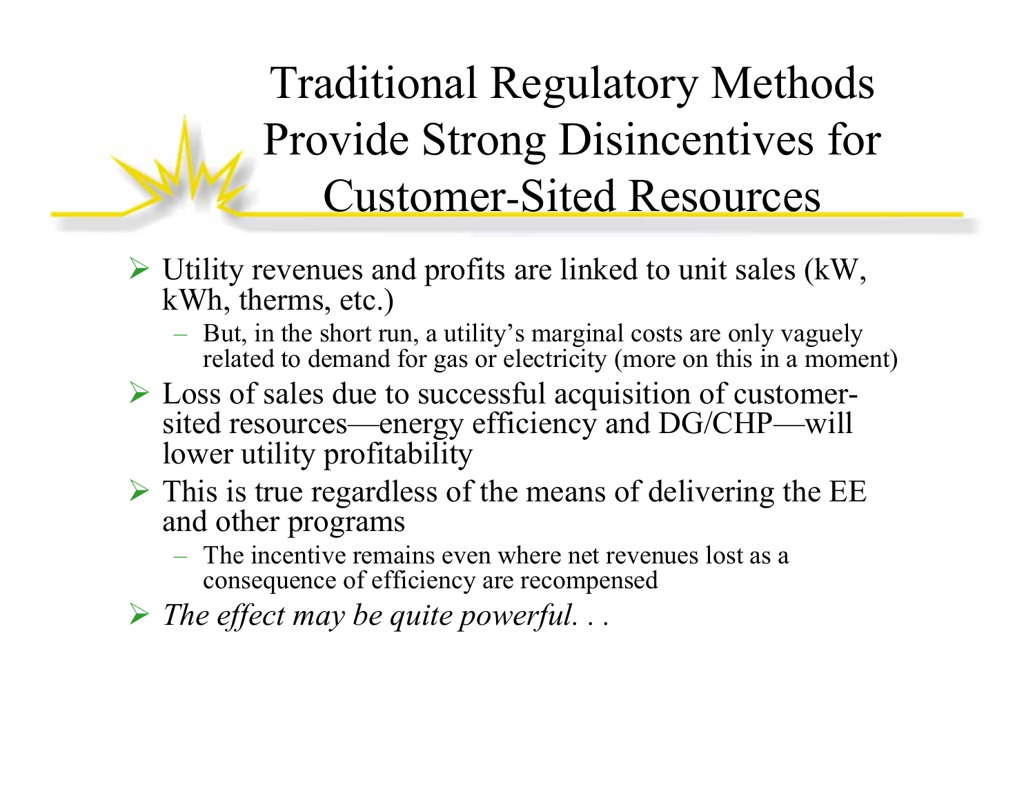# Traditional Regulatory Methods Provide Strong Disincentives for Customer-Sited Resources

- Utility revenues and profits are linked to unit sales (kW, kWh, therms, etc.)
  - But, in the short run, a utility's marginal costs are only vaguely related to demand for gas or electricity (more on this in a moment)
- Loss of sales due to successful acquisition of customer-sited resources—energy efficiency and DG/CHP—will lower utility profitability
- This is true regardless of the means of delivering the EE and other programs
  - The incentive remains even where net revenues lost as a consequence of efficiency are recompensed
- *The effect may be quite powerful. . .*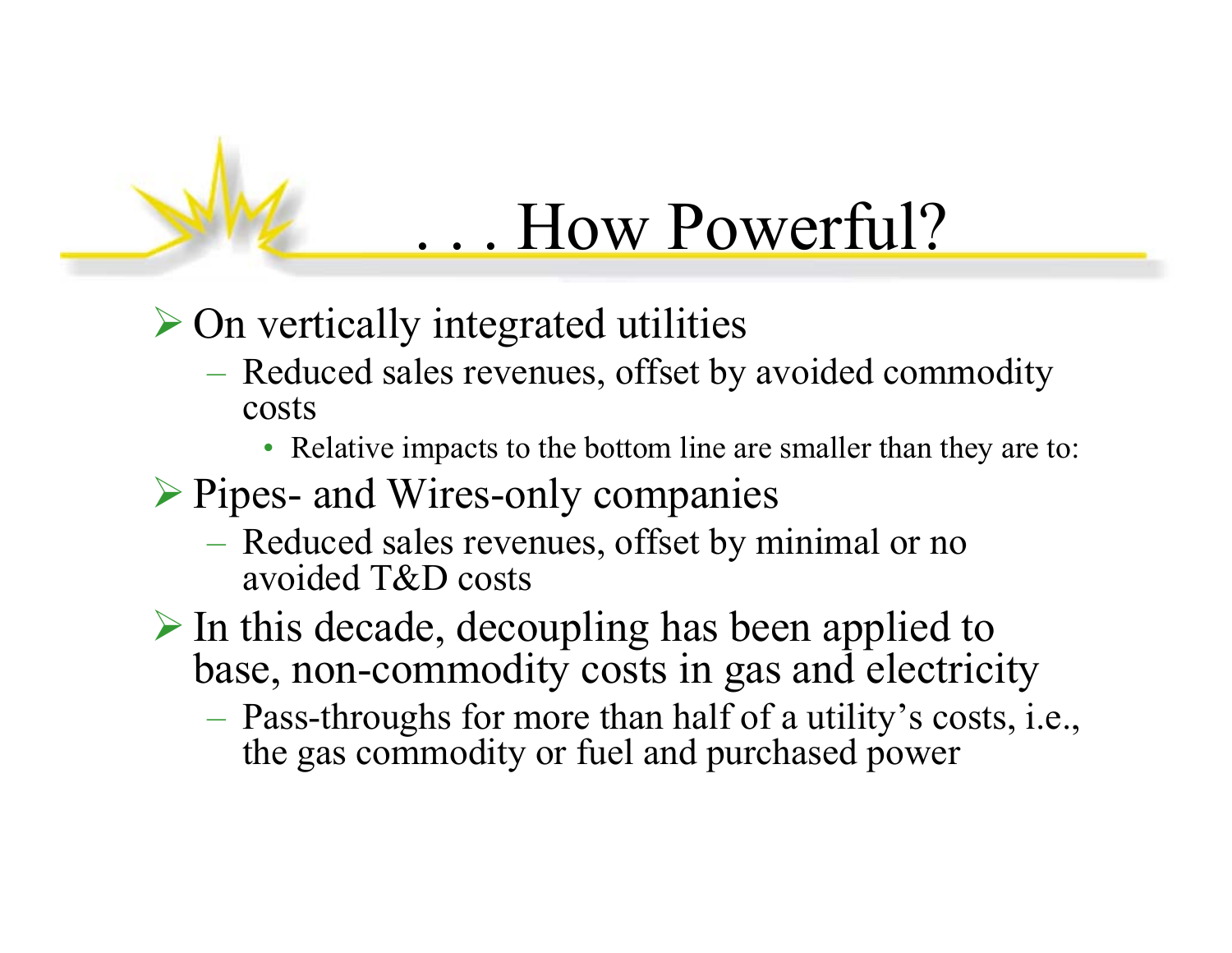# . . . How Powerful?

- On vertically integrated utilities
  - Reduced sales revenues, offset by avoided commodity costs
    - Relative impacts to the bottom line are smaller than they are to:
- Pipes- and Wires-only companies
  - Reduced sales revenues, offset by minimal or no avoided T&D costs
- In this decade, decoupling has been applied to base, non-commodity costs in gas and electricity
  - Pass-throughs for more than half of a utility's costs, i.e., the gas commodity or fuel and purchased power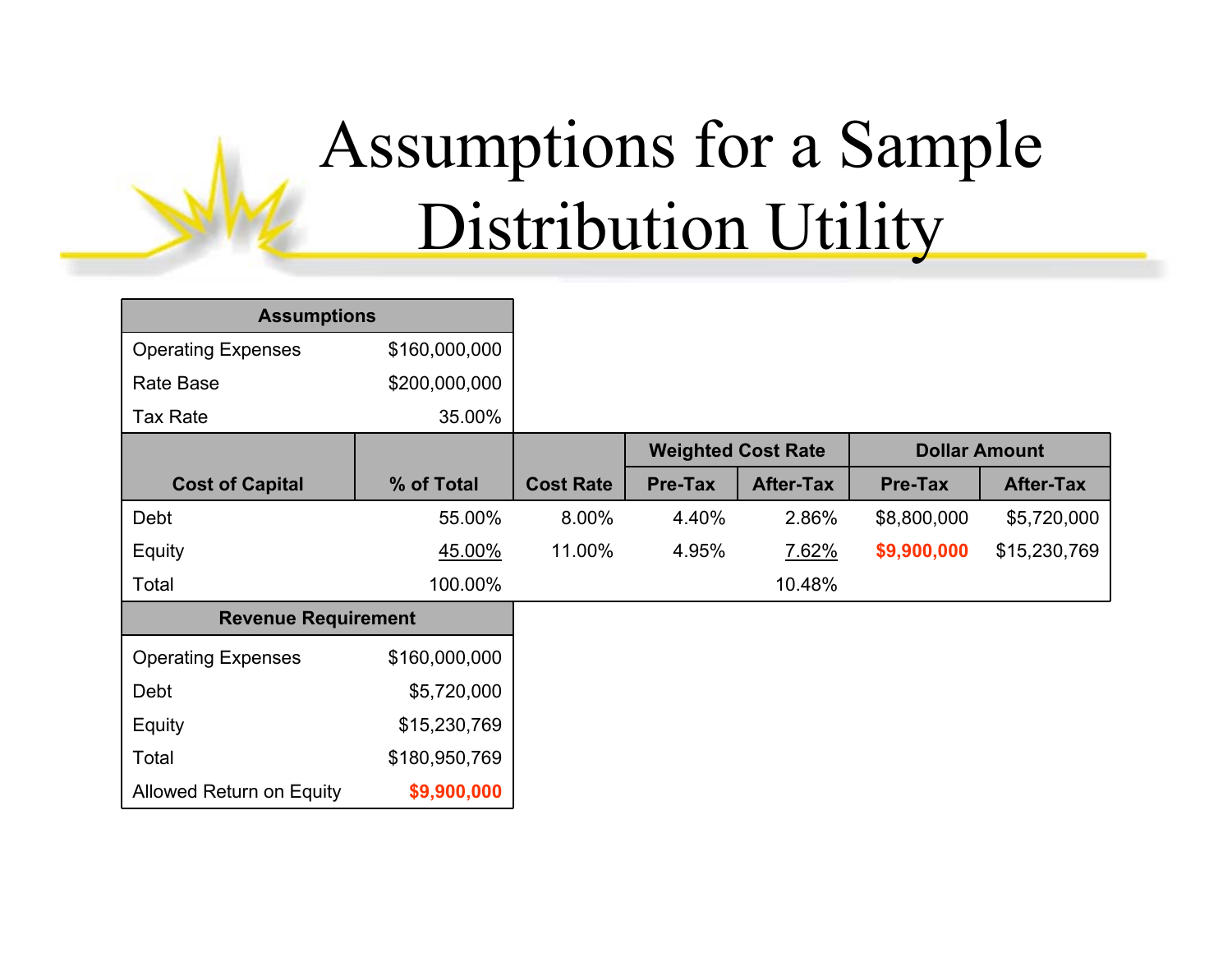# Assumptions for a Sample Distribution Utility

| Assumptions | |
|---|---|
| Operating Expenses | $160,000,000 |
| Rate Base | $200,000,000 |
| Tax Rate | 35.00% |

| Cost of Capital | % of Total | Cost Rate | Weighted Cost Rate | | Dollar Amount | |
|---|---|---|---|---|---|---|
| | | | Pre-Tax | After-Tax | Pre-Tax | After-Tax |
| Debt | 55.00% | 8.00% | 4.40% | 2.86% | $8,800,000 | $5,720,000 |
| Equity | 45.00% | 11.00% | 4.95% | 7.62% | **$9,900,000** | $15,230,769 |
| Total | 100.00% | | | 10.48% | | |

| Revenue Requirement | |
|---|---|
| Operating Expenses | $160,000,000 |
| Debt | $5,720,000 |
| Equity | $15,230,769 |
| Total | $180,950,769 |
| Allowed Return on Equity | **$9,900,000** |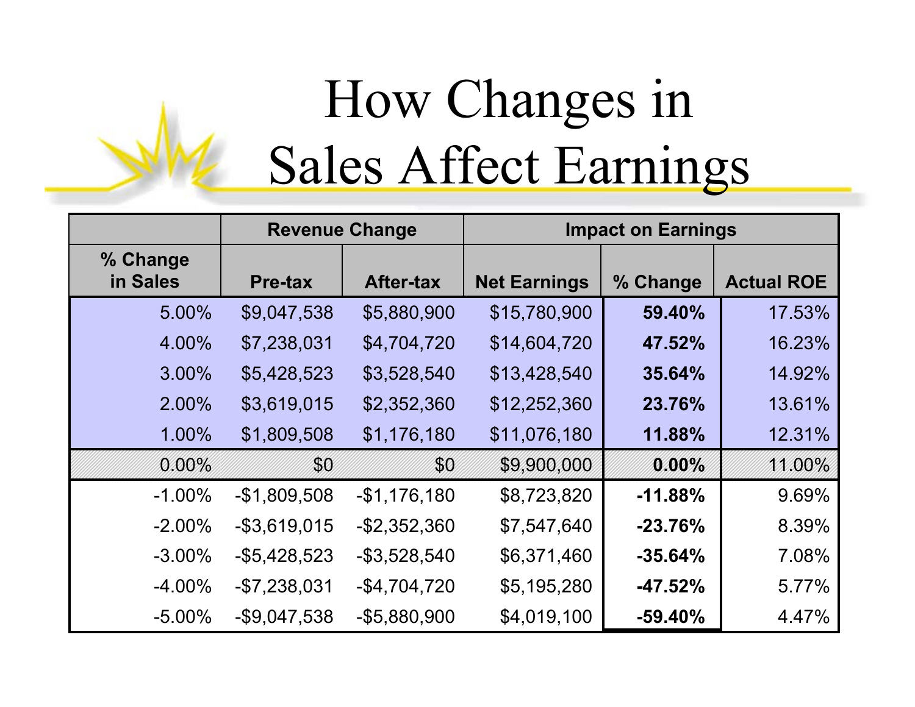# How Changes in Sales Affect Earnings

| | Revenue Change | | Impact on Earnings | | |
|---|---|---|---|---|---|
| % Change in Sales | Pre-tax | After-tax | Net Earnings | % Change | Actual ROE |
| 5.00% | $9,047,538 | $5,880,900 | $15,780,900 | **59.40%** | 17.53% |
| 4.00% | $7,238,031 | $4,704,720 | $14,604,720 | **47.52%** | 16.23% |
| 3.00% | $5,428,523 | $3,528,540 | $13,428,540 | **35.64%** | 14.92% |
| 2.00% | $3,619,015 | $2,352,360 | $12,252,360 | **23.76%** | 13.61% |
| 1.00% | $1,809,508 | $1,176,180 | $11,076,180 | **11.88%** | 12.31% |
| 0.00% | $0 | $0 | $9,900,000 | **0.00%** | 11.00% |
| -1.00% | -$1,809,508 | -$1,176,180 | $8,723,820 | **-11.88%** | 9.69% |
| -2.00% | -$3,619,015 | -$2,352,360 | $7,547,640 | **-23.76%** | 8.39% |
| -3.00% | -$5,428,523 | -$3,528,540 | $6,371,460 | **-35.64%** | 7.08% |
| -4.00% | -$7,238,031 | -$4,704,720 | $5,195,280 | **-47.52%** | 5.77% |
| -5.00% | -$9,047,538 | -$5,880,900 | $4,019,100 | **-59.40%** | 4.47% |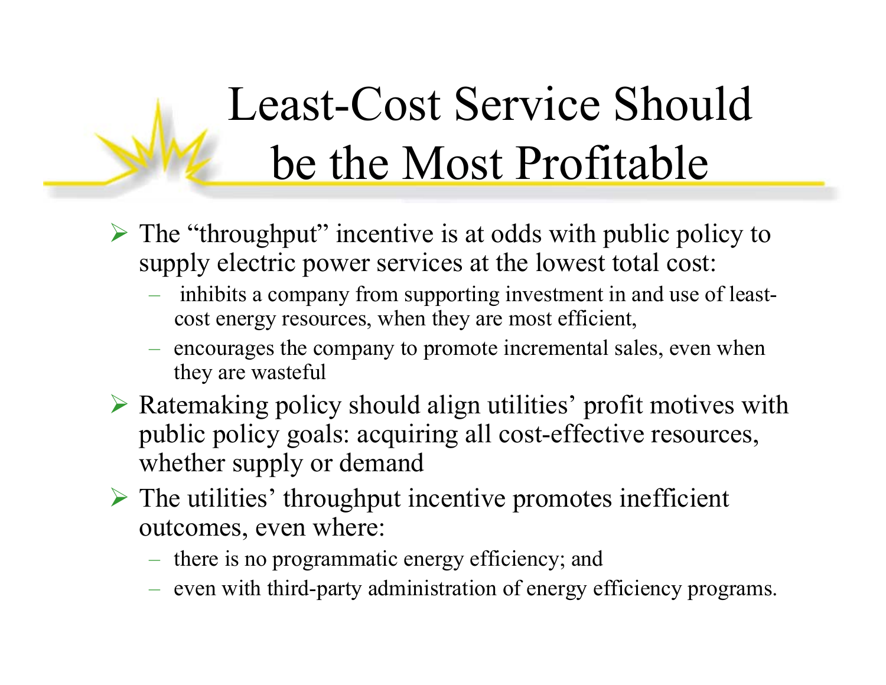# Least-Cost Service Should be the Most Profitable

- The "throughput" incentive is at odds with public policy to supply electric power services at the lowest total cost:
  - inhibits a company from supporting investment in and use of least-cost energy resources, when they are most efficient,
  - encourages the company to promote incremental sales, even when they are wasteful
- Ratemaking policy should align utilities' profit motives with public policy goals: acquiring all cost-effective resources, whether supply or demand
- The utilities' throughput incentive promotes inefficient outcomes, even where:
  - there is no programmatic energy efficiency; and
  - even with third-party administration of energy efficiency programs.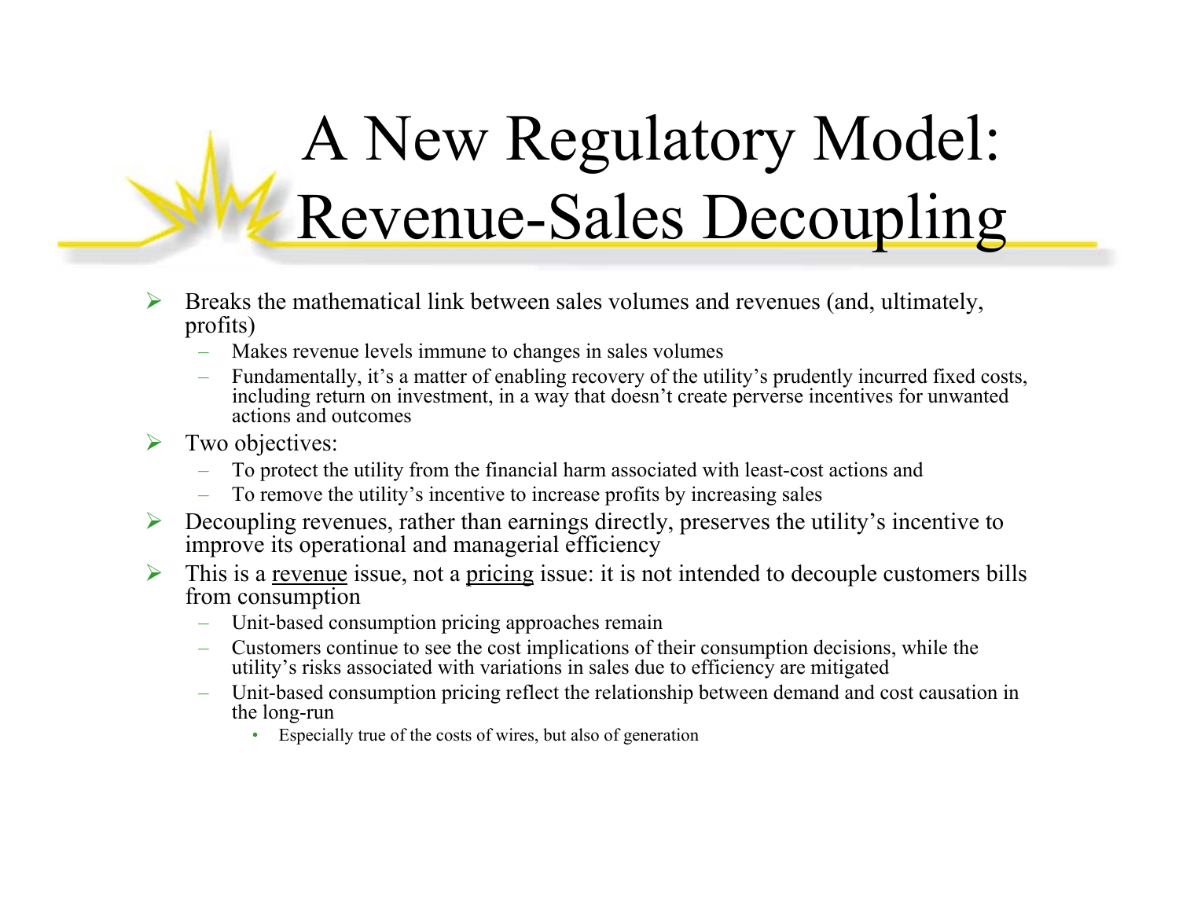# A New Regulatory Model: Revenue-Sales Decoupling

- Breaks the mathematical link between sales volumes and revenues (and, ultimately, profits)
  - Makes revenue levels immune to changes in sales volumes
  - Fundamentally, it's a matter of enabling recovery of the utility's prudently incurred fixed costs, including return on investment, in a way that doesn't create perverse incentives for unwanted actions and outcomes
- Two objectives:
  - To protect the utility from the financial harm associated with least-cost actions and
  - To remove the utility's incentive to increase profits by increasing sales
- Decoupling revenues, rather than earnings directly, preserves the utility's incentive to improve its operational and managerial efficiency
- This is a <u>revenue</u> issue, not a <u>pricing</u> issue: it is not intended to decouple customers bills from consumption
  - Unit-based consumption pricing approaches remain
  - Customers continue to see the cost implications of their consumption decisions, while the utility's risks associated with variations in sales due to efficiency are mitigated
  - Unit-based consumption pricing reflect the relationship between demand and cost causation in the long-run
    - Especially true of the costs of wires, but also of generation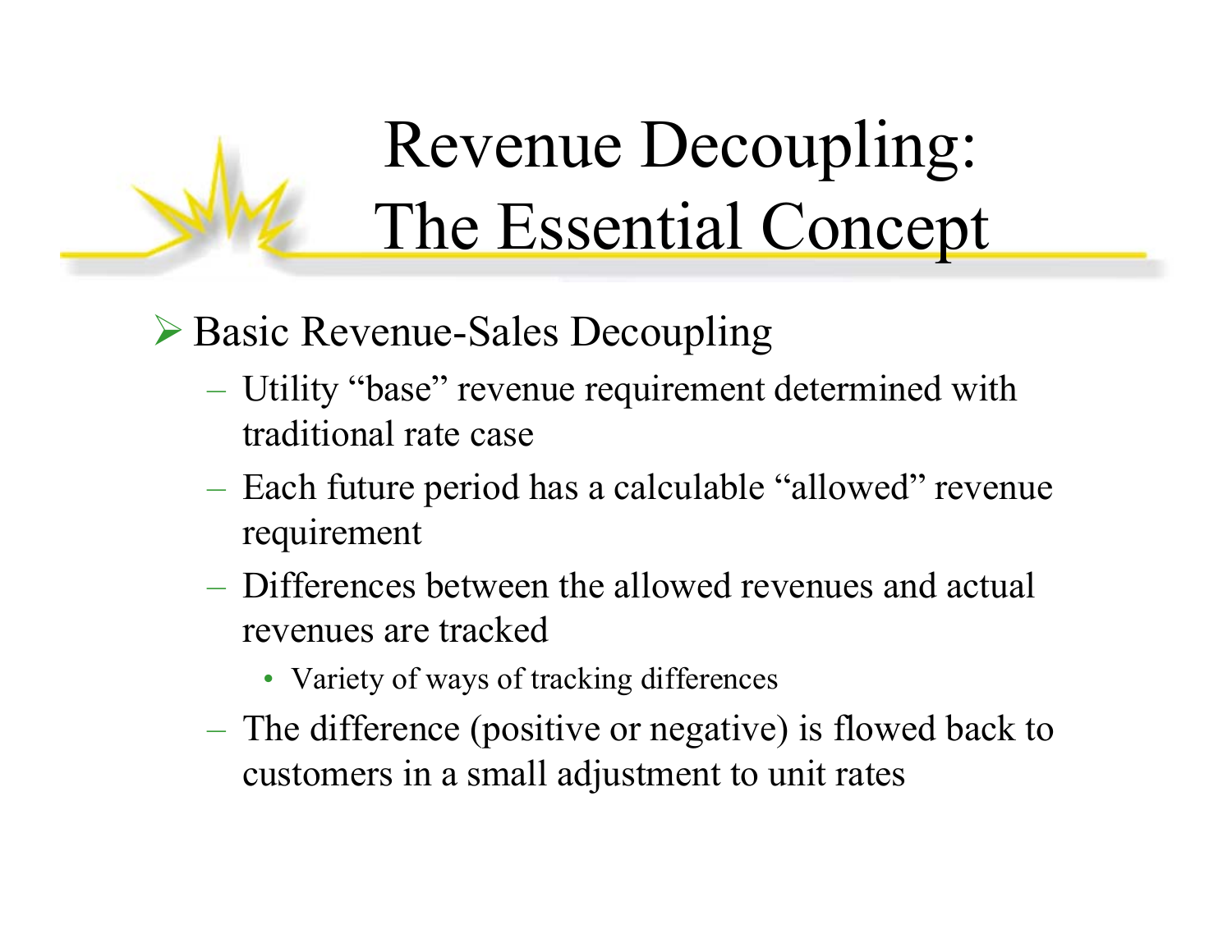# Revenue Decoupling: The Essential Concept

- Basic Revenue-Sales Decoupling
  - Utility "base" revenue requirement determined with traditional rate case
  - Each future period has a calculable "allowed" revenue requirement
  - Differences between the allowed revenues and actual revenues are tracked
    - Variety of ways of tracking differences
  - The difference (positive or negative) is flowed back to customers in a small adjustment to unit rates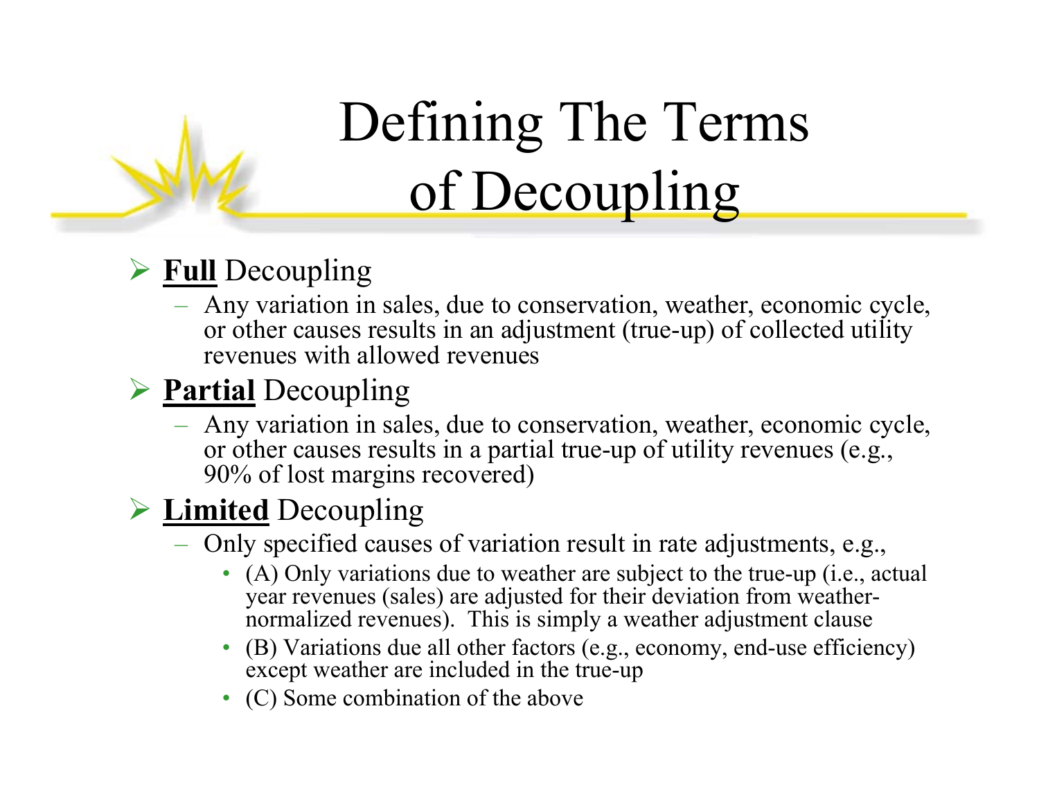# Defining The Terms of Decoupling

- **Full** Decoupling
  - Any variation in sales, due to conservation, weather, economic cycle, or other causes results in an adjustment (true-up) of collected utility revenues with allowed revenues
- **Partial** Decoupling
  - Any variation in sales, due to conservation, weather, economic cycle, or other causes results in a partial true-up of utility revenues (e.g., 90% of lost margins recovered)
- **Limited** Decoupling
  - Only specified causes of variation result in rate adjustments, e.g.,
    - (A) Only variations due to weather are subject to the true-up (i.e., actual year revenues (sales) are adjusted for their deviation from weather-normalized revenues). This is simply a weather adjustment clause
    - (B) Variations due all other factors (e.g., economy, end-use efficiency) except weather are included in the true-up
    - (C) Some combination of the above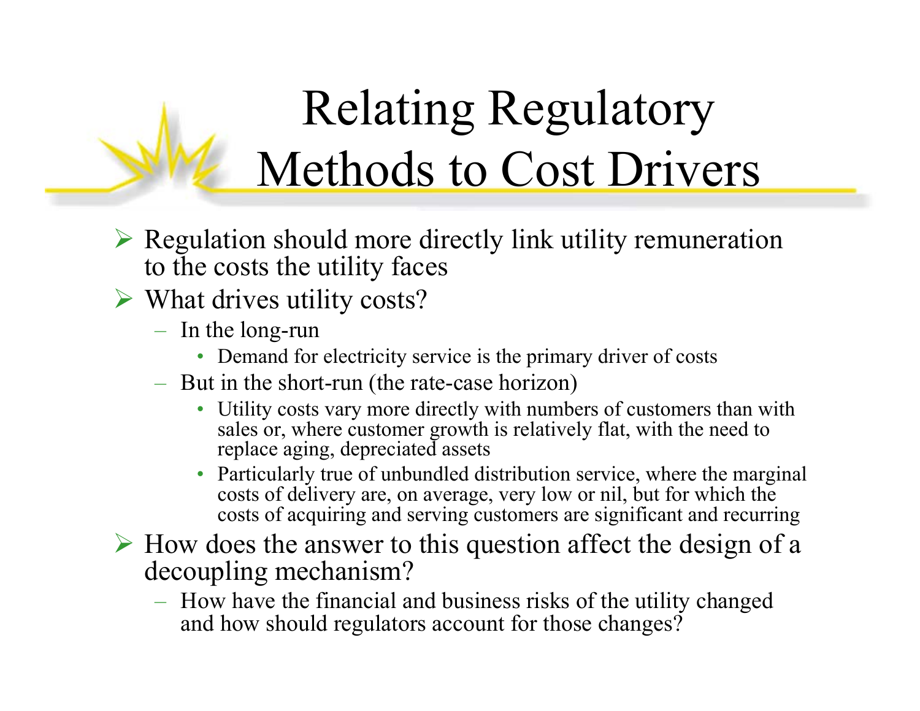# Relating Regulatory Methods to Cost Drivers

- Regulation should more directly link utility remuneration to the costs the utility faces
- What drives utility costs?
  - In the long-run
    - Demand for electricity service is the primary driver of costs
  - But in the short-run (the rate-case horizon)
    - Utility costs vary more directly with numbers of customers than with sales or, where customer growth is relatively flat, with the need to replace aging, depreciated assets
    - Particularly true of unbundled distribution service, where the marginal costs of delivery are, on average, very low or nil, but for which the costs of acquiring and serving customers are significant and recurring
- How does the answer to this question affect the design of a decoupling mechanism?
  - How have the financial and business risks of the utility changed and how should regulators account for those changes?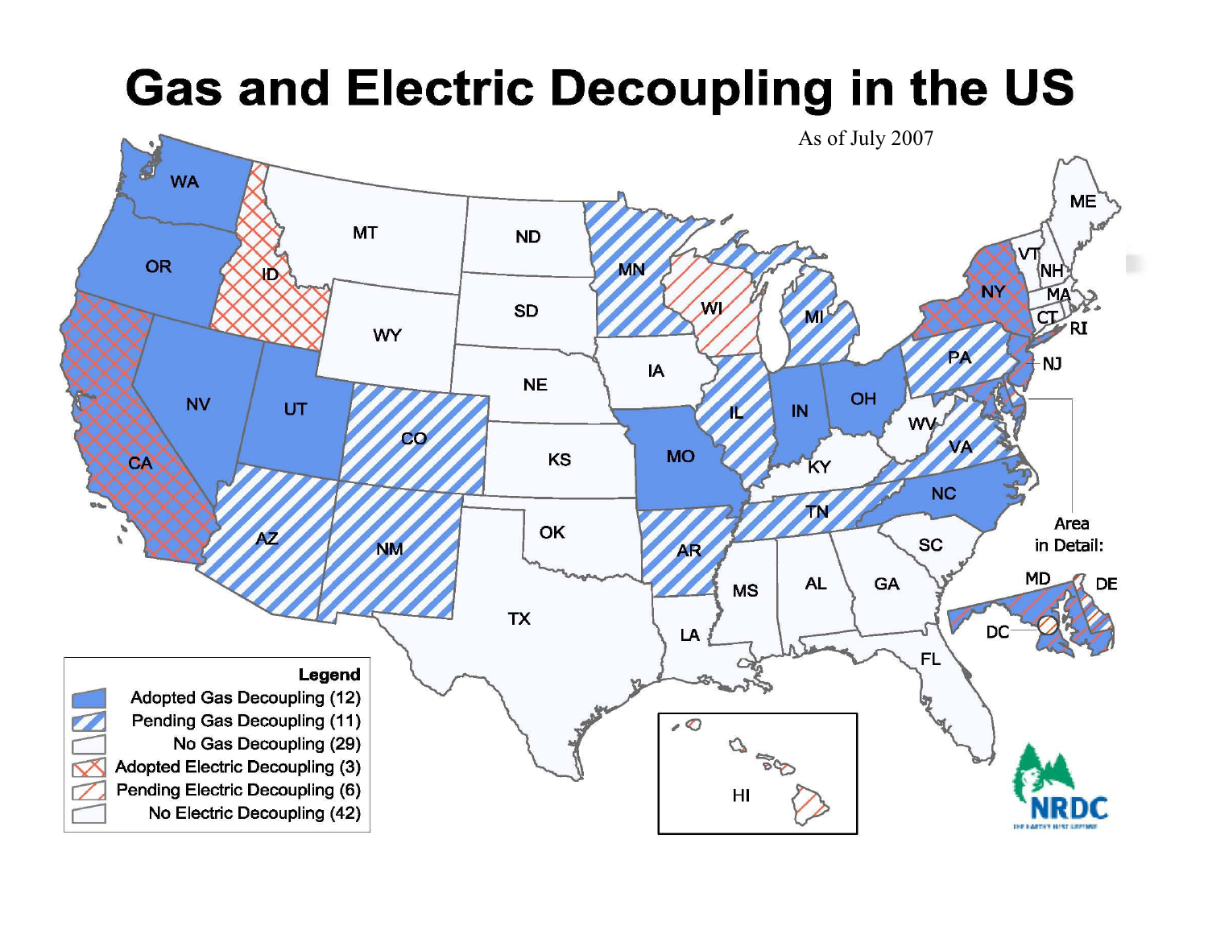# Gas and Electric Decoupling in the US

As of July 2007

Legend

- Adopted Gas Decoupling (12)
- Pending Gas Decoupling (11)
- No Gas Decoupling (29)
- Adopted Electric Decoupling (3)
- Pending Electric Decoupling (6)
- No Electric Decoupling (42)

Area in Detail: MD, DE, DC

WA, OR, CA, ID, MT, NV, UT, WY, AZ, NM, CO, ND, SD, NE, KS, OK, TX, MN, IA, MO, AR, LA, WI, IL, MI, IN, OH, KY, TN, MS, AL, GA, FL, SC, NC, VA, WV, PA, NY, NJ, VT, NH, ME, MA, CT, RI, HI

NRDC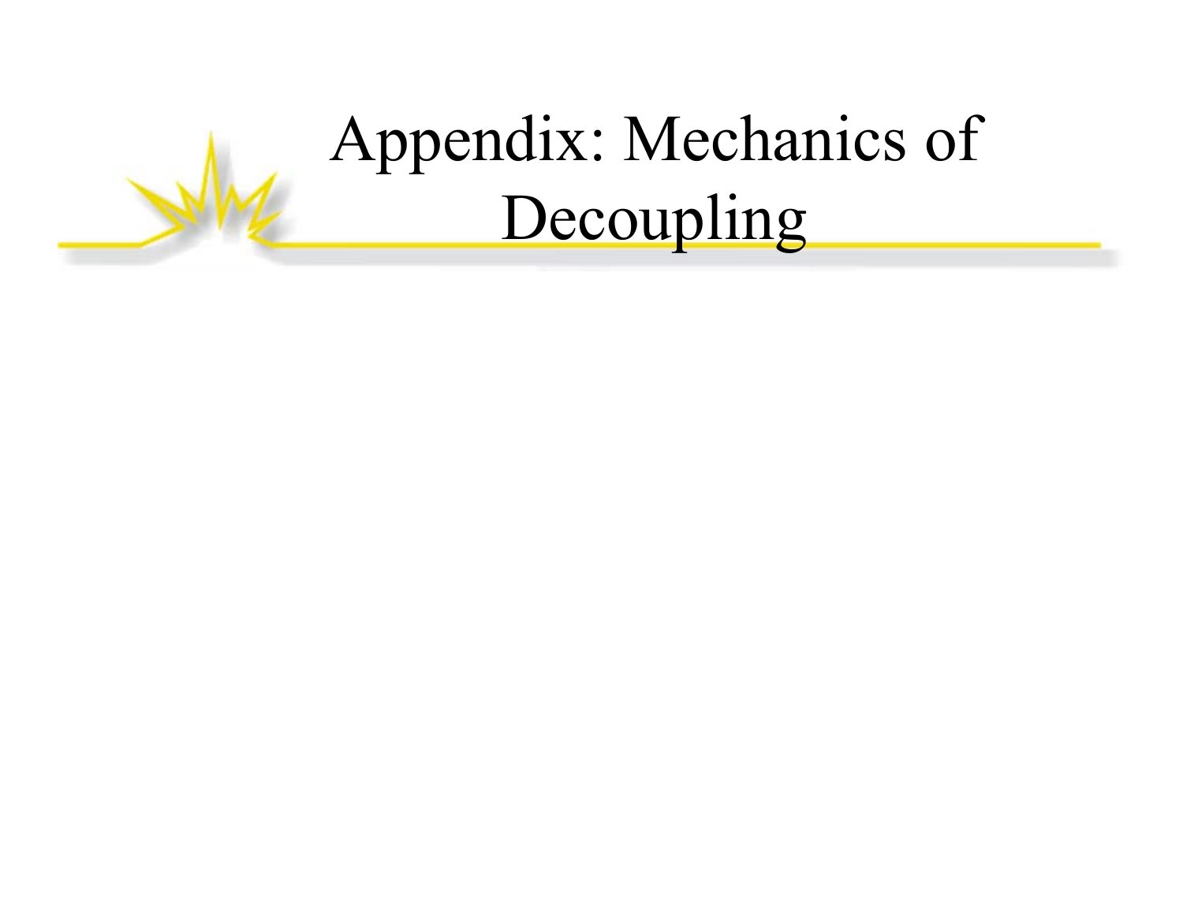# Appendix: Mechanics of Decoupling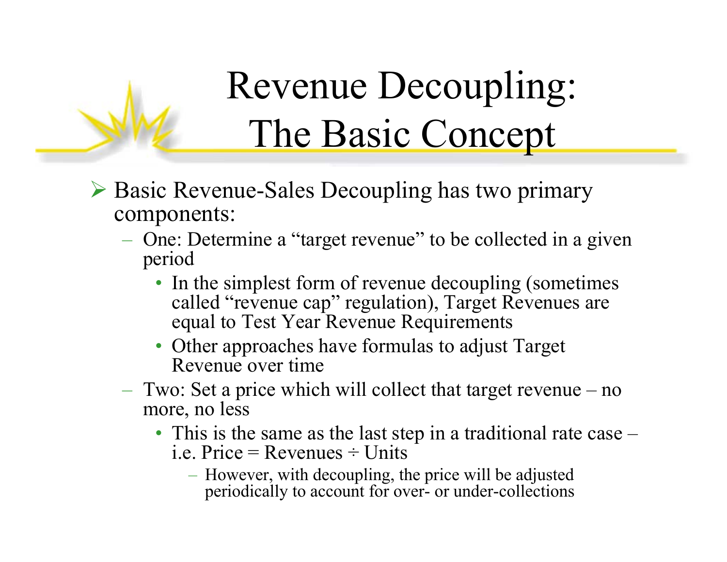# Revenue Decoupling: The Basic Concept

- Basic Revenue-Sales Decoupling has two primary components:
  - One: Determine a "target revenue" to be collected in a given period
    - In the simplest form of revenue decoupling (sometimes called "revenue cap" regulation), Target Revenues are equal to Test Year Revenue Requirements
    - Other approaches have formulas to adjust Target Revenue over time
  - Two: Set a price which will collect that target revenue – no more, no less
    - This is the same as the last step in a traditional rate case – i.e. Price = Revenues ÷ Units
      - However, with decoupling, the price will be adjusted periodically to account for over- or under-collections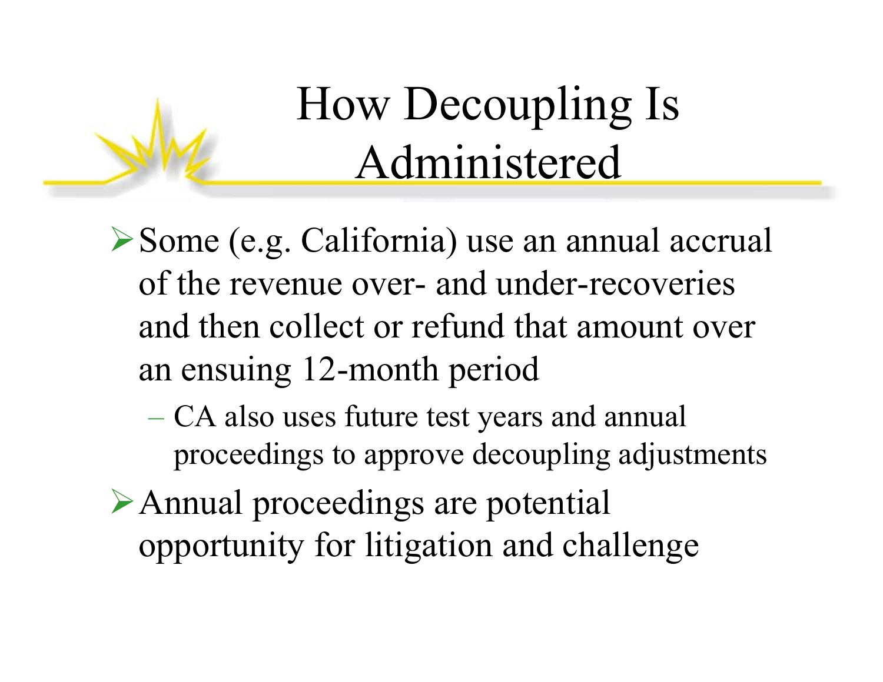# How Decoupling Is Administered

- Some (e.g. California) use an annual accrual of the revenue over- and under-recoveries and then collect or refund that amount over an ensuing 12-month period
  - CA also uses future test years and annual proceedings to approve decoupling adjustments
- Annual proceedings are potential opportunity for litigation and challenge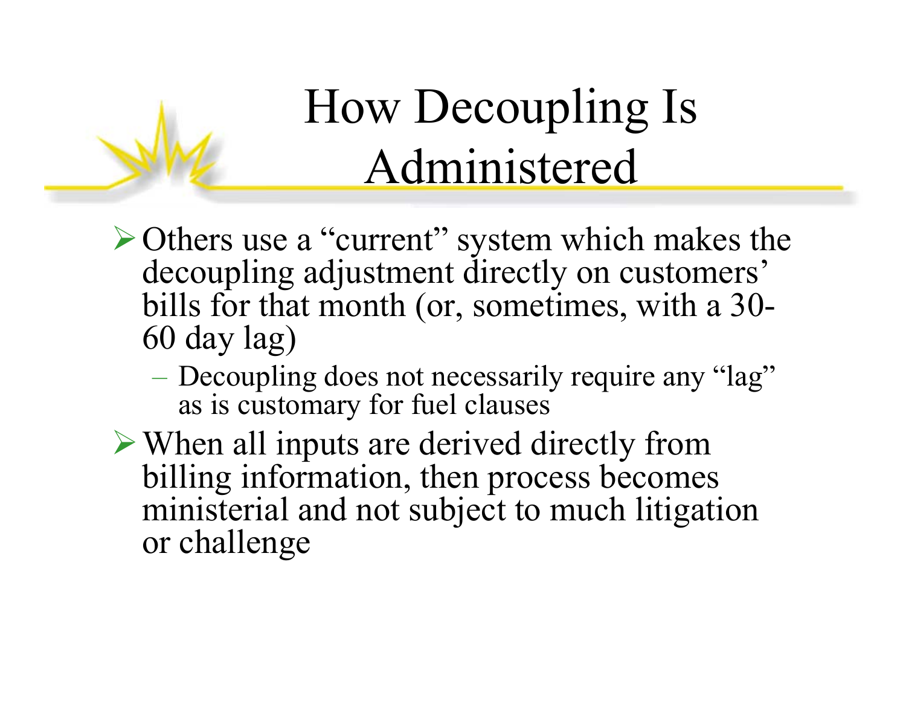# How Decoupling Is Administered

- Others use a "current" system which makes the decoupling adjustment directly on customers' bills for that month (or, sometimes, with a 30-60 day lag)
  - Decoupling does not necessarily require any "lag" as is customary for fuel clauses
- When all inputs are derived directly from billing information, then process becomes ministerial and not subject to much litigation or challenge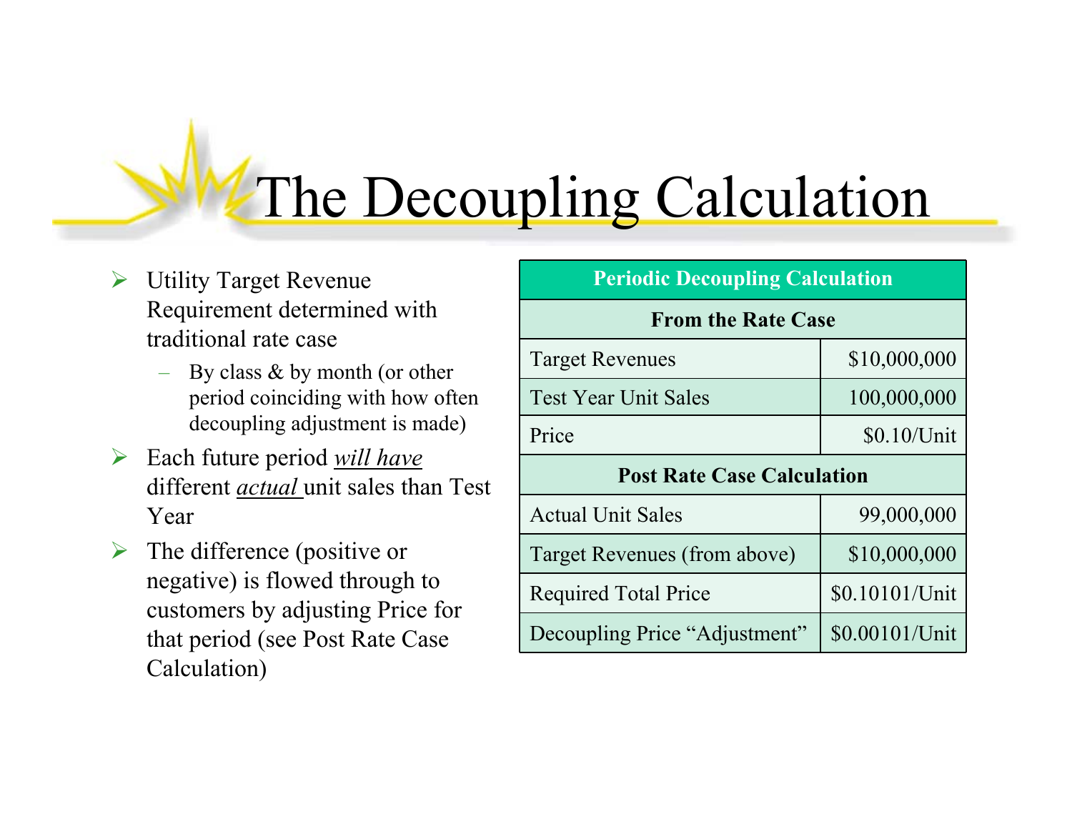# The Decoupling Calculation

- Utility Target Revenue Requirement determined with traditional rate case
  - By class & by month (or other period coinciding with how often decoupling adjustment is made)
- Each future period *will have* different *actual* unit sales than Test Year
- The difference (positive or negative) is flowed through to customers by adjusting Price for that period (see Post Rate Case Calculation)

| Periodic Decoupling Calculation | |
|---|---|
| **From the Rate Case** | |
| Target Revenues | $10,000,000 |
| Test Year Unit Sales | 100,000,000 |
| Price | $0.10/Unit |
| **Post Rate Case Calculation** | |
| Actual Unit Sales | 99,000,000 |
| Target Revenues (from above) | $10,000,000 |
| Required Total Price | $0.10101/Unit |
| Decoupling Price "Adjustment" | $0.00101/Unit |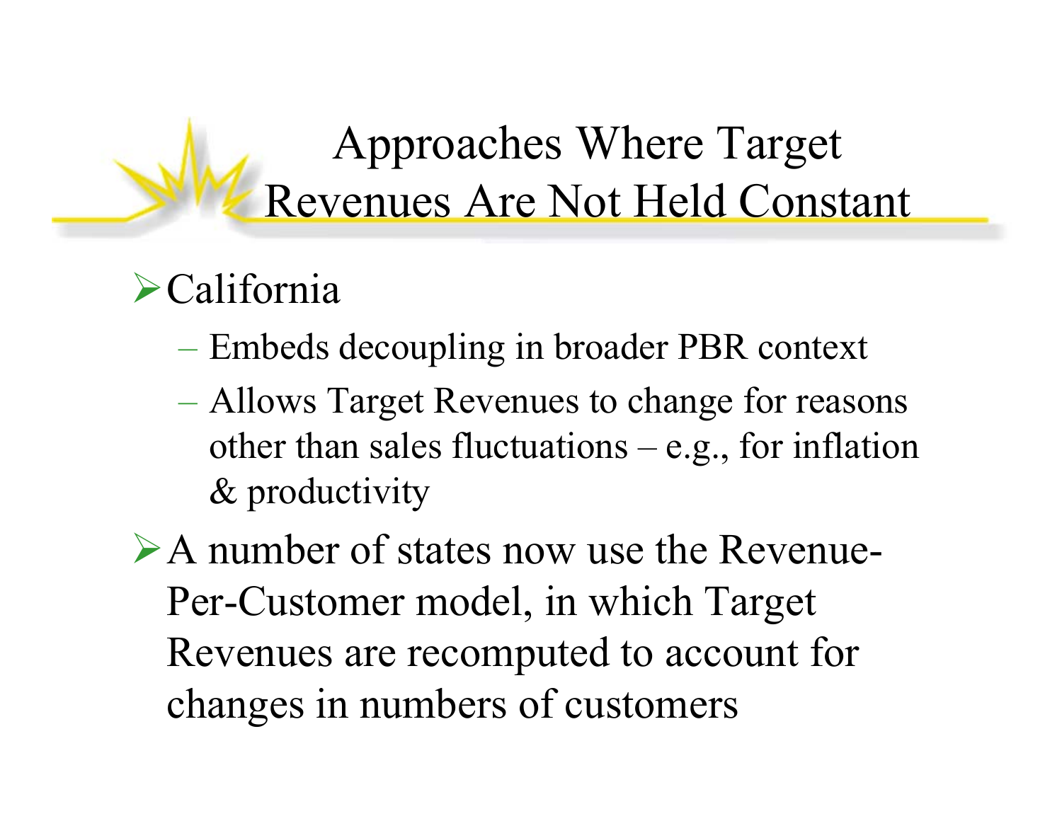# Approaches Where Target Revenues Are Not Held Constant

- California
  - Embeds decoupling in broader PBR context
  - Allows Target Revenues to change for reasons other than sales fluctuations – e.g., for inflation & productivity
- A number of states now use the Revenue-Per-Customer model, in which Target Revenues are recomputed to account for changes in numbers of customers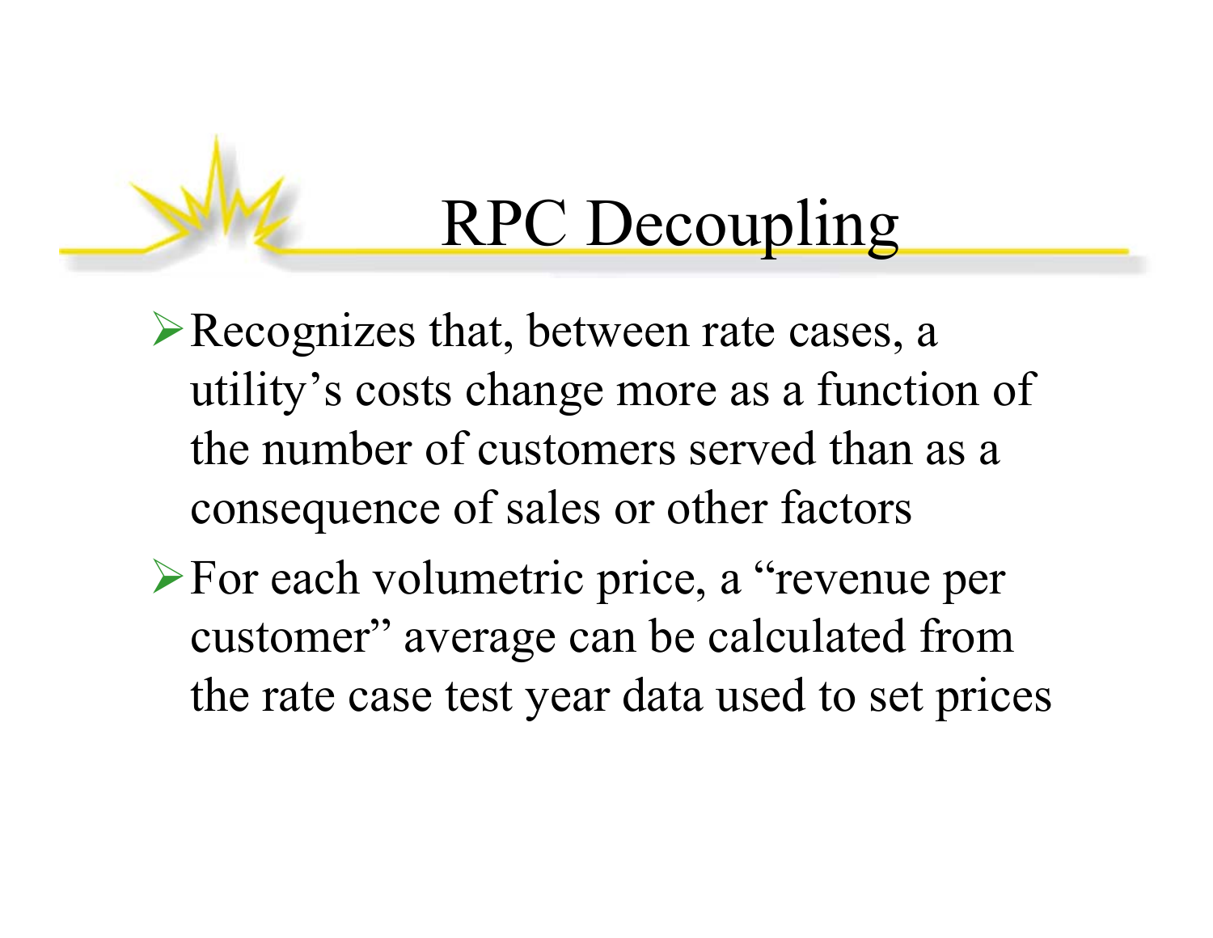# RPC Decoupling

- Recognizes that, between rate cases, a utility's costs change more as a function of the number of customers served than as a consequence of sales or other factors
- For each volumetric price, a "revenue per customer" average can be calculated from the rate case test year data used to set prices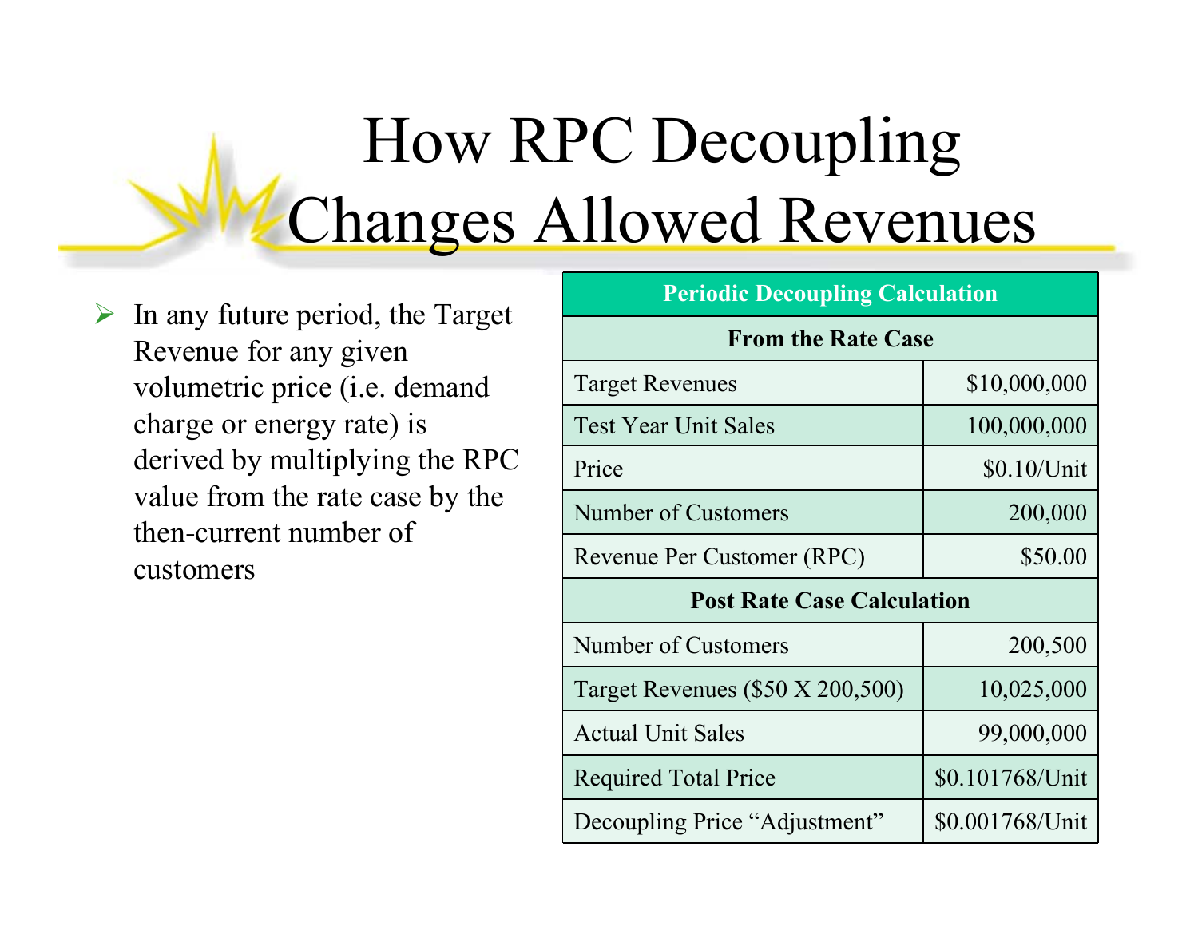# How RPC Decoupling Changes Allowed Revenues

- In any future period, the Target Revenue for any given volumetric price (i.e. demand charge or energy rate) is derived by multiplying the RPC value from the rate case by the then-current number of customers

| Periodic Decoupling Calculation | |
|---|---|
| **From the Rate Case** | |
| Target Revenues | $10,000,000 |
| Test Year Unit Sales | 100,000,000 |
| Price | $0.10/Unit |
| Number of Customers | 200,000 |
| Revenue Per Customer (RPC) | $50.00 |
| **Post Rate Case Calculation** | |
| Number of Customers | 200,500 |
| Target Revenues ($50 X 200,500) | 10,025,000 |
| Actual Unit Sales | 99,000,000 |
| Required Total Price | $0.101768/Unit |
| Decoupling Price "Adjustment" | $0.001768/Unit |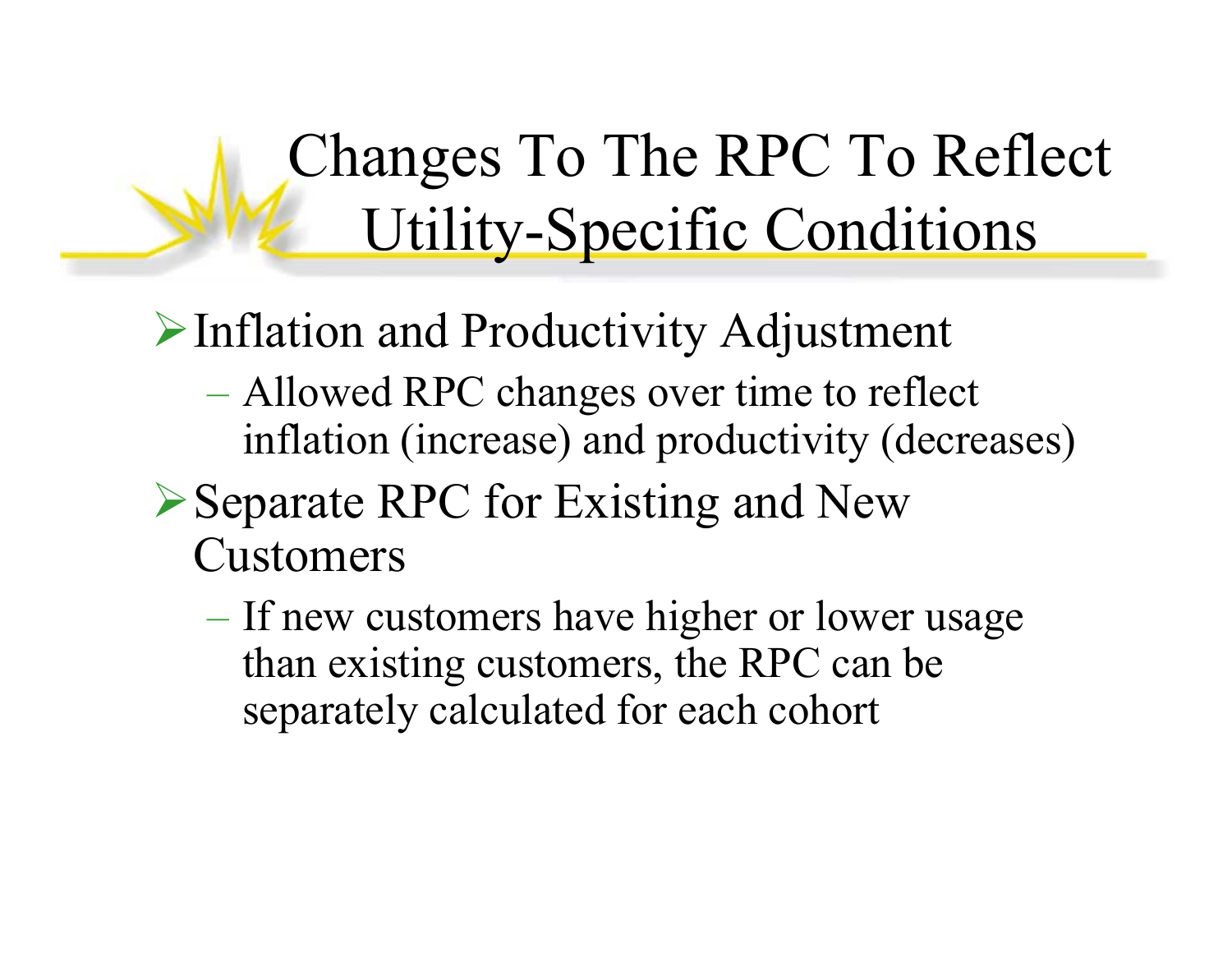# Changes To The RPC To Reflect Utility-Specific Conditions

- Inflation and Productivity Adjustment
  - Allowed RPC changes over time to reflect inflation (increase) and productivity (decreases)
- Separate RPC for Existing and New Customers
  - If new customers have higher or lower usage than existing customers, the RPC can be separately calculated for each cohort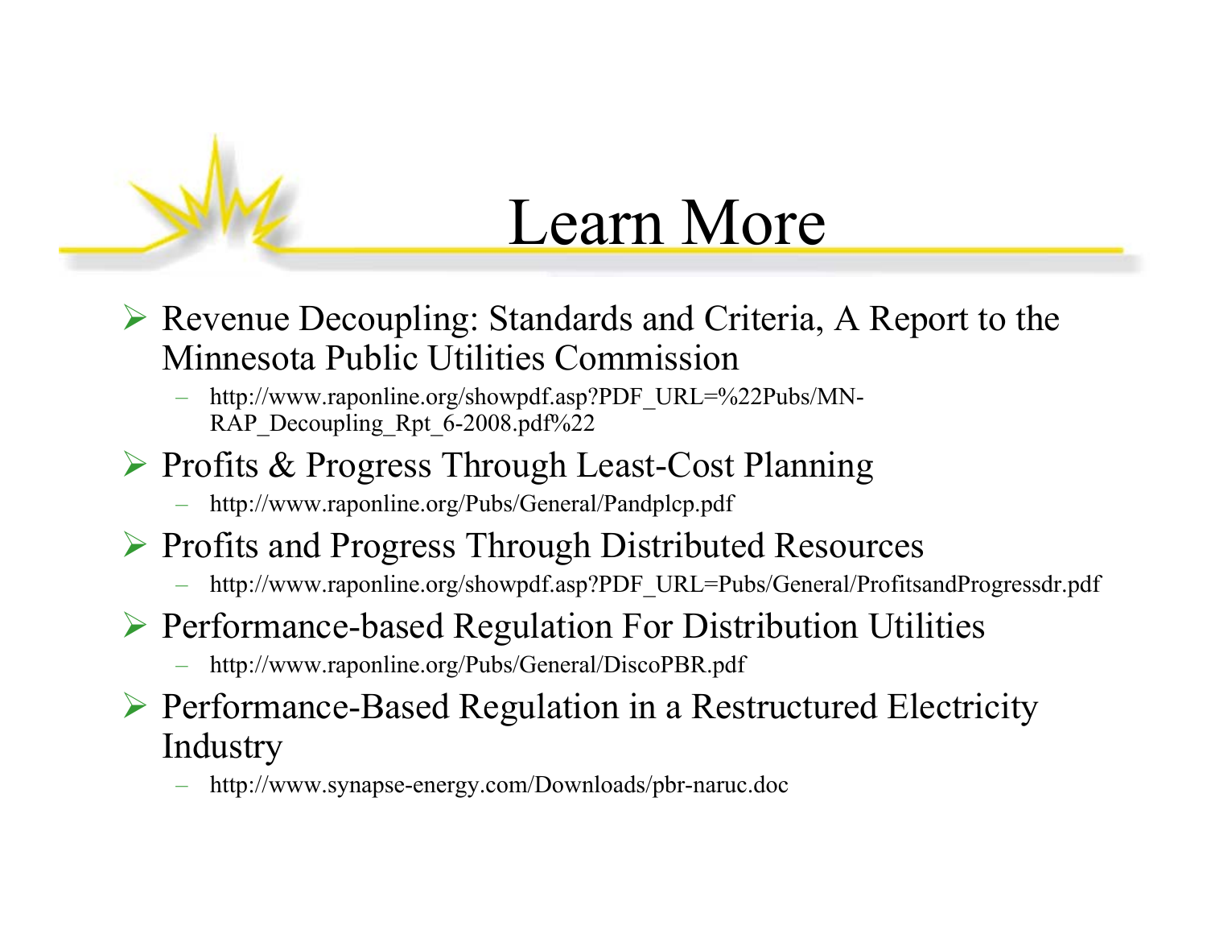# Learn More

- Revenue Decoupling: Standards and Criteria, A Report to the Minnesota Public Utilities Commission
  - http://www.raponline.org/showpdf.asp?PDF_URL=%22Pubs/MN-RAP_Decoupling_Rpt_6-2008.pdf%22
- Profits & Progress Through Least-Cost Planning
  - http://www.raponline.org/Pubs/General/Pandplcp.pdf
- Profits and Progress Through Distributed Resources
  - http://www.raponline.org/showpdf.asp?PDF_URL=Pubs/General/ProfitsandProgressdr.pdf
- Performance-based Regulation For Distribution Utilities
  - http://www.raponline.org/Pubs/General/DiscoPBR.pdf
- Performance-Based Regulation in a Restructured Electricity Industry
  - http://www.synapse-energy.com/Downloads/pbr-naruc.doc